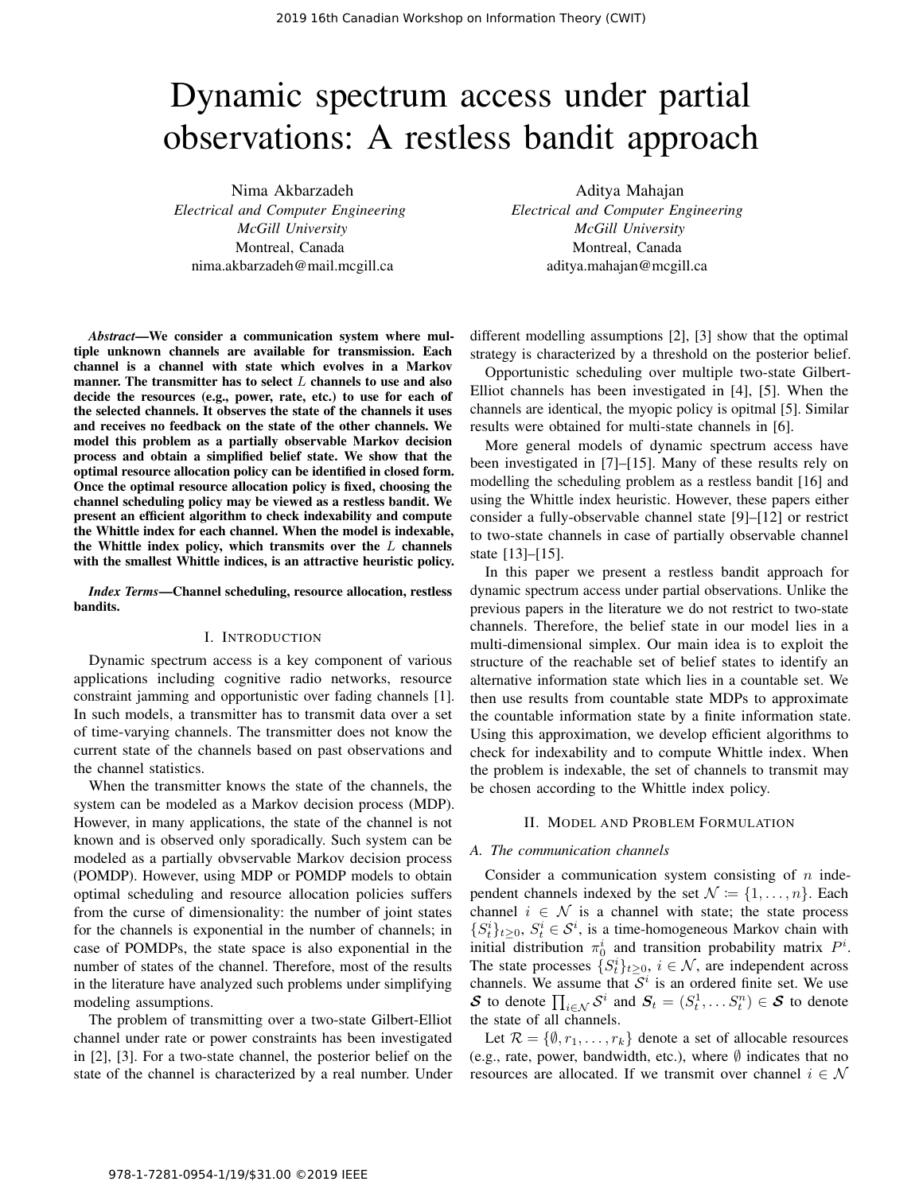# Dynamic spectrum access under partial observations: A restless bandit approach

Nima Akbarzadeh
*Electrical and Computer Engineering*
*McGill University*
Montreal, Canada
nima.akbarzadeh@mail.mcgill.ca

Aditya Mahajan
*Electrical and Computer Engineering*
*McGill University*
Montreal, Canada
aditya.mahajan@mcgill.ca

***Abstract*—We consider a communication system where multiple unknown channels are available for transmission. Each channel is a channel with state which evolves in a Markov manner. The transmitter has to select $L$ channels to use and also decide the resources (e.g., power, rate, etc.) to use for each of the selected channels. It observes the state of the channels it uses and receives no feedback on the state of the other channels. We model this problem as a partially observable Markov decision process and obtain a simplified belief state. We show that the optimal resource allocation policy can be identified in closed form. Once the optimal resource allocation policy is fixed, choosing the channel scheduling policy may be viewed as a restless bandit. We present an efficient algorithm to check indexability and compute the Whittle index for each channel. When the model is indexable, the Whittle index policy, which transmits over the $L$ channels with the smallest Whittle indices, is an attractive heuristic policy.**

***Index Terms*—Channel scheduling, resource allocation, restless bandits.**

## I. Introduction

Dynamic spectrum access is a key component of various applications including cognitive radio networks, resource constraint jamming and opportunistic over fading channels [1]. In such models, a transmitter has to transmit data over a set of time-varying channels. The transmitter does not know the current state of the channels based on past observations and the channel statistics.

When the transmitter knows the state of the channels, the system can be modeled as a Markov decision process (MDP). However, in many applications, the state of the channel is not known and is observed only sporadically. Such system can be modeled as a partially obvservable Markov decision process (POMDP). However, using MDP or POMDP models to obtain optimal scheduling and resource allocation policies suffers from the curse of dimensionality: the number of joint states for the channels is exponential in the number of channels; in case of POMDPs, the state space is also exponential in the number of states of the channel. Therefore, most of the results in the literature have analyzed such problems under simplifying modeling assumptions.

The problem of transmitting over a two-state Gilbert-Elliot channel under rate or power constraints has been investigated in [2], [3]. For a two-state channel, the posterior belief on the state of the channel is characterized by a real number. Under different modelling assumptions [2], [3] show that the optimal strategy is characterized by a threshold on the posterior belief.

Opportunistic scheduling over multiple two-state Gilbert-Elliot channels has been investigated in [4], [5]. When the channels are identical, the myopic policy is opitmal [5]. Similar results were obtained for multi-state channels in [6].

More general models of dynamic spectrum access have been investigated in [7]–[15]. Many of these results rely on modelling the scheduling problem as a restless bandit [16] and using the Whittle index heuristic. However, these papers either consider a fully-observable channel state [9]–[12] or restrict to two-state channels in case of partially observable channel state [13]–[15].

In this paper we present a restless bandit approach for dynamic spectrum access under partial observations. Unlike the previous papers in the literature we do not restrict to two-state channels. Therefore, the belief state in our model lies in a multi-dimensional simplex. Our main idea is to exploit the structure of the reachable set of belief states to identify an alternative information state which lies in a countable set. We then use results from countable state MDPs to approximate the countable information state by a finite information state. Using this approximation, we develop efficient algorithms to check for indexability and to compute Whittle index. When the problem is indexable, the set of channels to transmit may be chosen according to the Whittle index policy.

## II. Model and Problem Formulation

### A. The communication channels

Consider a communication system consisting of $n$ independent channels indexed by the set $\mathcal{N} \coloneqq \{1, \dots, n\}$. Each channel $i \in \mathcal{N}$ is a channel with state; the state process $\{S^i_t\}_{t \geq 0}$, $S^i_t \in \mathcal{S}^i$, is a time-homogeneous Markov chain with initial distribution $\pi^i_0$ and transition probability matrix $P^i$. The state processes $\{S^i_t\}_{t \geq 0}$, $i \in \mathcal{N}$, are independent across channels. We assume that $\mathcal{S}^i$ is an ordered finite set. We use $\boldsymbol{\mathcal{S}}$ to denote $\prod_{i \in \mathcal{N}} \mathcal{S}^i$ and $\boldsymbol{S}_t = (S^1_t, \dots S^n_t) \in \boldsymbol{\mathcal{S}}$ to denote the state of all channels.

Let $\mathcal{R} = \{\emptyset, r_1, \dots, r_k\}$ denote a set of allocable resources (e.g., rate, power, bandwidth, etc.), where $\emptyset$ indicates that no resources are allocated. If we transmit over channel $i \in \mathcal{N}$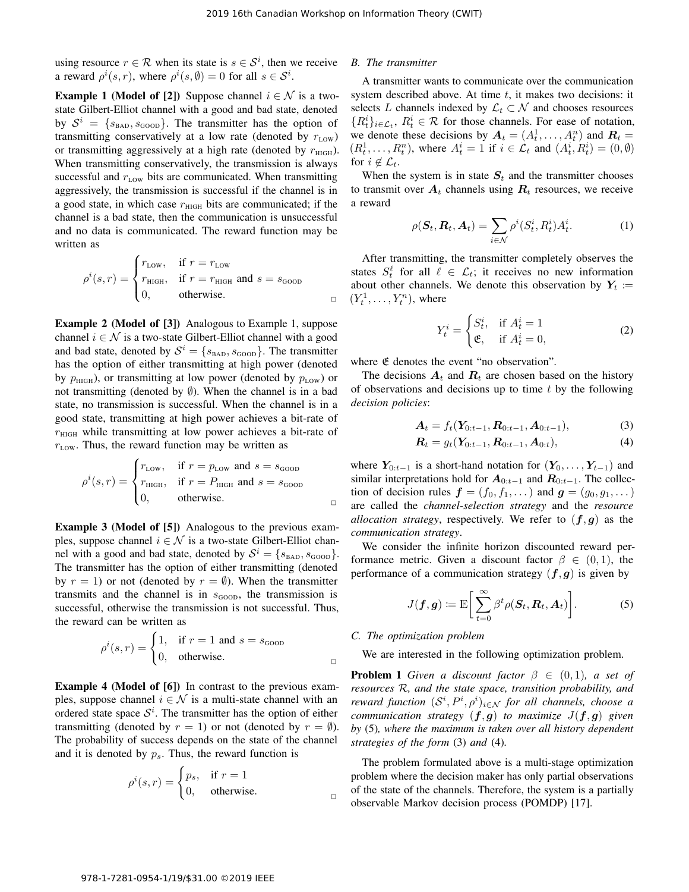using resource $r \in \mathcal{R}$ when its state is $s \in \mathcal{S}^i$, then we receive a reward $\rho^i(s,r)$, where $\rho^i(s,\emptyset) = 0$ for all $s \in \mathcal{S}^i$.

**Example 1 (Model of [2])** Suppose channel $i \in \mathcal{N}$ is a two-state Gilbert-Elliot channel with a good and bad state, denoted by $\mathcal{S}^i = \{s_{\text{BAD}}, s_{\text{GOOD}}\}$. The transmitter has the option of transmitting conservatively at a low rate (denoted by $r_{\text{LOW}}$) or transmitting aggressively at a high rate (denoted by $r_{\text{HIGH}}$). When transmitting conservatively, the transmission is always successful and $r_{\text{LOW}}$ bits are communicated. When transmitting aggressively, the transmission is successful if the channel is in a good state, in which case $r_{\text{HIGH}}$ bits are communicated; if the channel is a bad state, then the communication is unsuccessful and no data is communicated. The reward function may be written as

$$\rho^i(s,r) = \begin{cases} r_{\text{LOW}}, & \text{if } r = r_{\text{LOW}} \\ r_{\text{HIGH}}, & \text{if } r = r_{\text{HIGH}} \text{ and } s = s_{\text{GOOD}} \\ 0, & \text{otherwise.} \end{cases}$$

□

**Example 2 (Model of [3])** Analogous to Example 1, suppose channel $i \in \mathcal{N}$ is a two-state Gilbert-Elliot channel with a good and bad state, denoted by $\mathcal{S}^i = \{s_{\text{BAD}}, s_{\text{GOOD}}\}$. The transmitter has the option of either transmitting at high power (denoted by $p_{\text{HIGH}}$), or transmitting at low power (denoted by $p_{\text{LOW}}$) or not transmitting (denoted by $\emptyset$). When the channel is in a bad state, no transmission is successful. When the channel is in a good state, transmitting at high power achieves a bit-rate of $r_{\text{HIGH}}$ while transmitting at low power achieves a bit-rate of $r_{\text{LOW}}$. Thus, the reward function may be written as

$$\rho^i(s,r) = \begin{cases} r_{\text{LOW}}, & \text{if } r = p_{\text{LOW}} \text{ and } s = s_{\text{GOOD}} \\ r_{\text{HIGH}}, & \text{if } r = P_{\text{HIGH}} \text{ and } s = s_{\text{GOOD}} \\ 0, & \text{otherwise.} \end{cases}$$

□

**Example 3 (Model of [5])** Analogous to the previous examples, suppose channel $i \in \mathcal{N}$ is a two-state Gilbert-Elliot channel with a good and bad state, denoted by $\mathcal{S}^i = \{s_{\text{BAD}}, s_{\text{GOOD}}\}$. The transmitter has the option of either transmitting (denoted by $r = 1$) or not (denoted by $r = \emptyset$). When the transmitter transmits and the channel is in $s_{\text{GOOD}}$, the transmission is successful, otherwise the transmission is not successful. Thus, the reward can be written as

$$\rho^i(s,r) = \begin{cases} 1, & \text{if } r = 1 \text{ and } s = s_{\text{GOOD}} \\ 0, & \text{otherwise.} \end{cases}$$

□

**Example 4 (Model of [6])** In contrast to the previous examples, suppose channel $i \in \mathcal{N}$ is a multi-state channel with an ordered state space $\mathcal{S}^i$. The transmitter has the option of either transmitting (denoted by $r = 1$) or not (denoted by $r = \emptyset$). The probability of success depends on the state of the channel and it is denoted by $p_s$. Thus, the reward function is

$$\rho^i(s,r) = \begin{cases} p_s, & \text{if } r = 1 \\ 0, & \text{otherwise.} \end{cases}$$

□

### B. The transmitter

A transmitter wants to communicate over the communication system described above. At time $t$, it makes two decisions: it selects $L$ channels indexed by $\mathcal{L}_t \subset \mathcal{N}$ and chooses resources $\{R^i_t\}_{i \in \mathcal{L}_t}$, $R^i_t \in \mathcal{R}$ for those channels. For ease of notation, we denote these decisions by $\boldsymbol{A}_t = (A^1_t, \dots, A^n_t)$ and $\boldsymbol{R}_t = (R^1_t, \dots, R^n_t)$, where $A^i_t = 1$ if $i \in \mathcal{L}_t$ and $(A^i_t, R^i_t) = (0, \emptyset)$ for $i \notin \mathcal{L}_t$.

When the system is in state $\boldsymbol{S}_t$ and the transmitter chooses to transmit over $\boldsymbol{A}_t$ channels using $\boldsymbol{R}_t$ resources, we receive a reward

$$\rho(\boldsymbol{S}_t, \boldsymbol{R}_t, \boldsymbol{A}_t) = \sum_{i \in \mathcal{N}} \rho^i(S^i_t, R^i_t) A^i_t. \tag{1}$$

After transmitting, the transmitter completely observes the states $S^\ell_t$ for all $\ell \in \mathcal{L}_t$; it receives no new information about other channels. We denote this observation by $\boldsymbol{Y}_t \coloneqq (Y^1_t, \dots, Y^n_t)$, where

$$Y^i_t = \begin{cases} S^i_t, & \text{if } A^i_t = 1 \\ \mathfrak{E}, & \text{if } A^i_t = 0, \end{cases} \tag{2}$$

where $\mathfrak{E}$ denotes the event "no observation".

The decisions $\boldsymbol{A}_t$ and $\boldsymbol{R}_t$ are chosen based on the history of observations and decisions up to time $t$ by the following *decision policies*:

$$\boldsymbol{A}_t = f_t(\boldsymbol{Y}_{0:t-1}, \boldsymbol{R}_{0:t-1}, \boldsymbol{A}_{0:t-1}), \tag{3}$$

$$\boldsymbol{R}_t = g_t(\boldsymbol{Y}_{0:t-1}, \boldsymbol{R}_{0:t-1}, \boldsymbol{A}_{0:t}), \tag{4}$$

where $\boldsymbol{Y}_{0:t-1}$ is a short-hand notation for $(\boldsymbol{Y}_0, \dots, \boldsymbol{Y}_{t-1})$ and similar interpretations hold for $\boldsymbol{A}_{0:t-1}$ and $\boldsymbol{R}_{0:t-1}$. The collection of decision rules $\boldsymbol{f} = (f_0, f_1, \dots)$ and $\boldsymbol{g} = (g_0, g_1, \dots)$ are called the *channel-selection strategy* and the *resource allocation strategy*, respectively. We refer to $(\boldsymbol{f}, \boldsymbol{g})$ as the *communication strategy*.

We consider the infinite horizon discounted reward performance metric. Given a discount factor $\beta \in (0,1)$, the performance of a communication strategy $(\boldsymbol{f}, \boldsymbol{g})$ is given by

$$J(\boldsymbol{f}, \boldsymbol{g}) \coloneqq \mathbb{E}\Big[\sum_{t=0}^{\infty} \beta^t \rho(\boldsymbol{S}_t, \boldsymbol{R}_t, \boldsymbol{A}_t)\Big]. \tag{5}$$

### C. The optimization problem

We are interested in the following optimization problem.

**Problem 1** *Given a discount factor $\beta \in (0,1)$, a set of resources $\mathcal{R}$, and the state space, transition probability, and reward function $(\mathcal{S}^i, P^i, \rho^i)_{i \in \mathcal{N}}$ for all channels, choose a communication strategy $(\boldsymbol{f}, \boldsymbol{g})$ to maximize $J(\boldsymbol{f}, \boldsymbol{g})$ given by* (5)*, where the maximum is taken over all history dependent strategies of the form* (3) *and* (4)*.*

The problem formulated above is a multi-stage optimization problem where the decision maker has only partial observations of the state of the channels. Therefore, the system is a partially observable Markov decision process (POMDP) [17].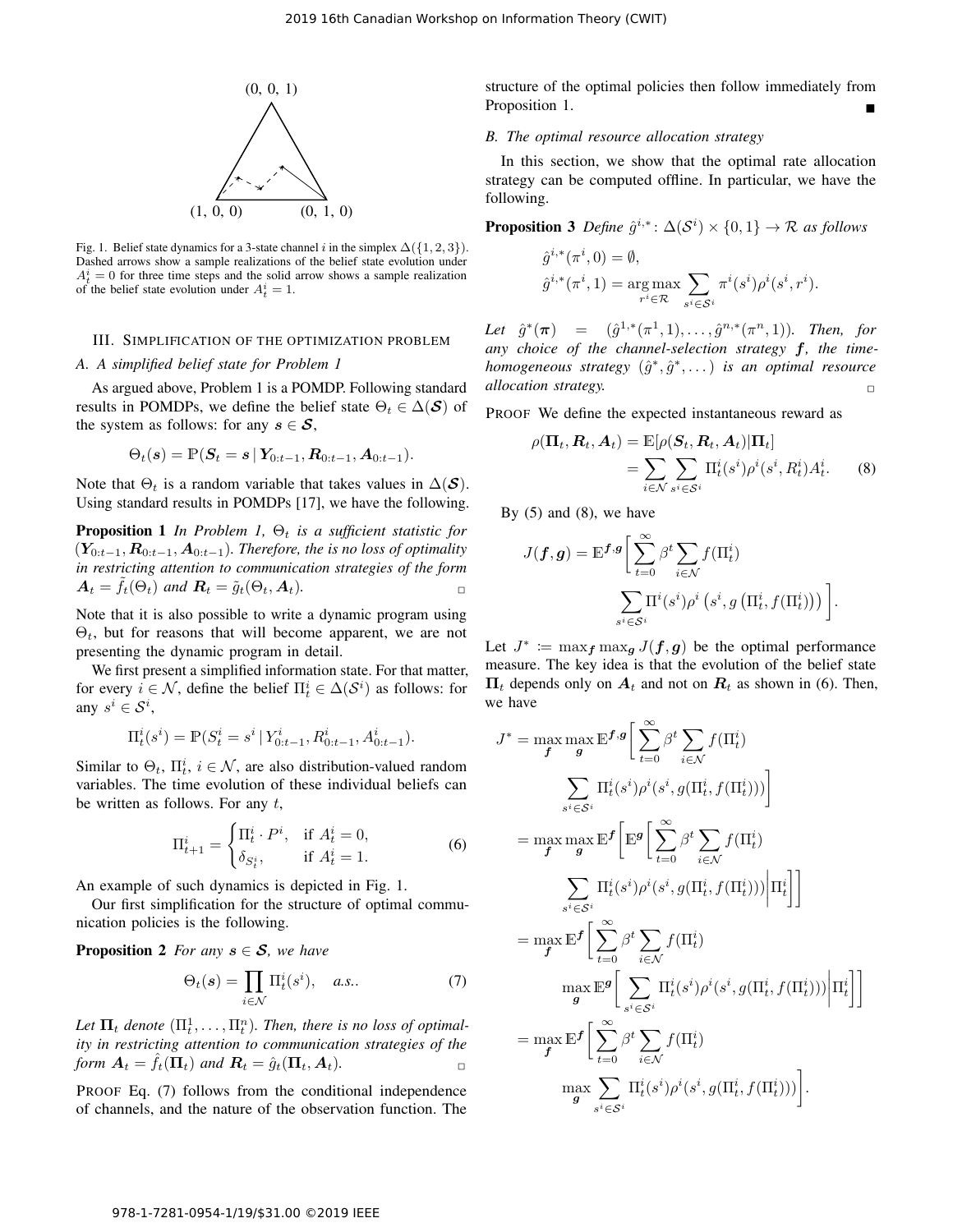Fig. 1. Belief state dynamics for a 3-state channel $i$ in the simplex $\Delta(\{1,2,3\})$. Dashed arrows show a sample realizations of the belief state evolution under $A_t^i = 0$ for three time steps and the solid arrow shows a sample realization of the belief state evolution under $A_t^i = 1$.

## III. Simplification of the optimization problem

### A. A simplified belief state for Problem 1

As argued above, Problem 1 is a POMDP. Following standard results in POMDPs, we define the belief state $\Theta_t \in \Delta(\boldsymbol{\mathcal{S}})$ of the system as follows: for any $\boldsymbol{s} \in \boldsymbol{\mathcal{S}}$,

$$\Theta_t(\boldsymbol{s}) = \mathbb{P}(\boldsymbol{S}_t = \boldsymbol{s} \mid \boldsymbol{Y}_{0:t-1}, \boldsymbol{R}_{0:t-1}, \boldsymbol{A}_{0:t-1}).$$

Note that $\Theta_t$ is a random variable that takes values in $\Delta(\boldsymbol{\mathcal{S}})$. Using standard results in POMDPs [17], we have the following.

**Proposition 1** *In Problem 1, $\Theta_t$ is a sufficient statistic for $(\boldsymbol{Y}_{0:t-1}, \boldsymbol{R}_{0:t-1}, \boldsymbol{A}_{0:t-1})$. Therefore, the is no loss of optimality in restricting attention to communication strategies of the form $\boldsymbol{A}_t = \tilde{f}_t(\Theta_t)$ and $\boldsymbol{R}_t = \tilde{g}_t(\Theta_t, \boldsymbol{A}_t)$.* □

Note that it is also possible to write a dynamic program using $\Theta_t$, but for reasons that will become apparent, we are not presenting the dynamic program in detail.

We first present a simplified information state. For that matter, for every $i \in \mathcal{N}$, define the belief $\Pi_t^i \in \Delta(\mathcal{S}^i)$ as follows: for any $s^i \in \mathcal{S}^i$,

$$\Pi_t^i(s^i) = \mathbb{P}(S_t^i = s^i \mid Y_{0:t-1}^i, R_{0:t-1}^i, A_{0:t-1}^i).$$

Similar to $\Theta_t$, $\Pi_t^i$, $i \in \mathcal{N}$, are also distribution-valued random variables. The time evolution of these individual beliefs can be written as follows. For any $t$,

$$\Pi_{t+1}^i = \begin{cases} \Pi_t^i \cdot P^i, & \text{if } A_t^i = 0, \\ \delta_{S_t^i}, & \text{if } A_t^i = 1. \end{cases} \tag{6}$$

An example of such dynamics is depicted in Fig. 1.

Our first simplification for the structure of optimal communication policies is the following.

**Proposition 2** *For any $\boldsymbol{s} \in \boldsymbol{\mathcal{S}}$, we have*

$$\Theta_t(\boldsymbol{s}) = \prod_{i \in \mathcal{N}} \Pi_t^i(s^i), \quad a.s.. \tag{7}$$

*Let $\boldsymbol{\Pi}_t$ denote $(\Pi_t^1, \dots, \Pi_t^n)$. Then, there is no loss of optimality in restricting attention to communication strategies of the form $\boldsymbol{A}_t = \hat{f}_t(\boldsymbol{\Pi}_t)$ and $\boldsymbol{R}_t = \hat{g}_t(\boldsymbol{\Pi}_t, \boldsymbol{A}_t)$.* □

Proof Eq. (7) follows from the conditional independence of channels, and the nature of the observation function. The structure of the optimal policies then follow immediately from Proposition 1. ■

### B. The optimal resource allocation strategy

In this section, we show that the optimal rate allocation strategy can be computed offline. In particular, we have the following.

**Proposition 3** *Define $\hat{g}^{i,*} \colon \Delta(\mathcal{S}^i) \times \{0,1\} \to \mathcal{R}$ as follows*

$$\hat{g}^{i,*}(\pi^i, 0) = \emptyset,$$
$$\hat{g}^{i,*}(\pi^i, 1) = \arg\max_{r^i \in \mathcal{R}} \sum_{s^i \in \mathcal{S}^i} \pi^i(s^i)\rho^i(s^i, r^i).$$

*Let $\hat{g}^*(\boldsymbol{\pi}) = (\hat{g}^{1,*}(\pi^1, 1), \dots, \hat{g}^{n,*}(\pi^n, 1))$. Then, for any choice of the channel-selection strategy $\boldsymbol{f}$, the time-homogeneous strategy $(\hat{g}^*, \hat{g}^*, \dots)$ is an optimal resource allocation strategy.* □

Proof We define the expected instantaneous reward as

$$\begin{aligned}\rho(\boldsymbol{\Pi}_t, \boldsymbol{R}_t, \boldsymbol{A}_t) &= \mathbb{E}[\rho(\boldsymbol{S}_t, \boldsymbol{R}_t, \boldsymbol{A}_t) | \boldsymbol{\Pi}_t] \\ &= \sum_{i \in \mathcal{N}} \sum_{s^i \in \mathcal{S}^i} \Pi_t^i(s^i)\rho^i(s^i, R_t^i)A_t^i. \end{aligned} \tag{8}$$

By (5) and (8), we have

$$J(\boldsymbol{f}, \boldsymbol{g}) = \mathbb{E}^{\boldsymbol{f}, \boldsymbol{g}}\bigg[\sum_{t=0}^{\infty} \beta^t \sum_{i \in \mathcal{N}} f(\Pi_t^i) \sum_{s^i \in \mathcal{S}^i} \Pi^i(s^i)\rho^i\left(s^i, g\left(\Pi_t^i, f(\Pi_t^i)\right)\right)\bigg].$$

Let $J^* := \max_{\boldsymbol{f}} \max_{\boldsymbol{g}} J(\boldsymbol{f}, \boldsymbol{g})$ be the optimal performance measure. The key idea is that the evolution of the belief state $\boldsymbol{\Pi}_t$ depends only on $\boldsymbol{A}_t$ and not on $\boldsymbol{R}_t$ as shown in (6). Then, we have

$$\begin{aligned} J^* &= \max_{\boldsymbol{f}} \max_{\boldsymbol{g}} \mathbb{E}^{\boldsymbol{f}, \boldsymbol{g}}\bigg[\sum_{t=0}^{\infty} \beta^t \sum_{i \in \mathcal{N}} f(\Pi_t^i) \sum_{s^i \in \mathcal{S}^i} \Pi_t^i(s^i)\rho^i(s^i, g(\Pi_t^i, f(\Pi_t^i)))\bigg] \\ &= \max_{\boldsymbol{f}} \max_{\boldsymbol{g}} \mathbb{E}^{\boldsymbol{f}}\bigg[\mathbb{E}^{\boldsymbol{g}}\bigg[\sum_{t=0}^{\infty} \beta^t \sum_{i \in \mathcal{N}} f(\Pi_t^i) \sum_{s^i \in \mathcal{S}^i} \Pi_t^i(s^i)\rho^i(s^i, g(\Pi_t^i, f(\Pi_t^i)))\bigg| \Pi_t^i\bigg]\bigg] \\ &= \max_{\boldsymbol{f}} \mathbb{E}^{\boldsymbol{f}}\bigg[\sum_{t=0}^{\infty} \beta^t \sum_{i \in \mathcal{N}} f(\Pi_t^i) \max_{\boldsymbol{g}} \mathbb{E}^{\boldsymbol{g}}\bigg[\sum_{s^i \in \mathcal{S}^i} \Pi_t^i(s^i)\rho^i(s^i, g(\Pi_t^i, f(\Pi_t^i)))\bigg| \Pi_t^i\bigg]\bigg] \\ &= \max_{\boldsymbol{f}} \mathbb{E}^{\boldsymbol{f}}\bigg[\sum_{t=0}^{\infty} \beta^t \sum_{i \in \mathcal{N}} f(\Pi_t^i) \max_{\boldsymbol{g}} \sum_{s^i \in \mathcal{S}^i} \Pi_t^i(s^i)\rho^i(s^i, g(\Pi_t^i, f(\Pi_t^i)))\bigg]. \end{aligned}$$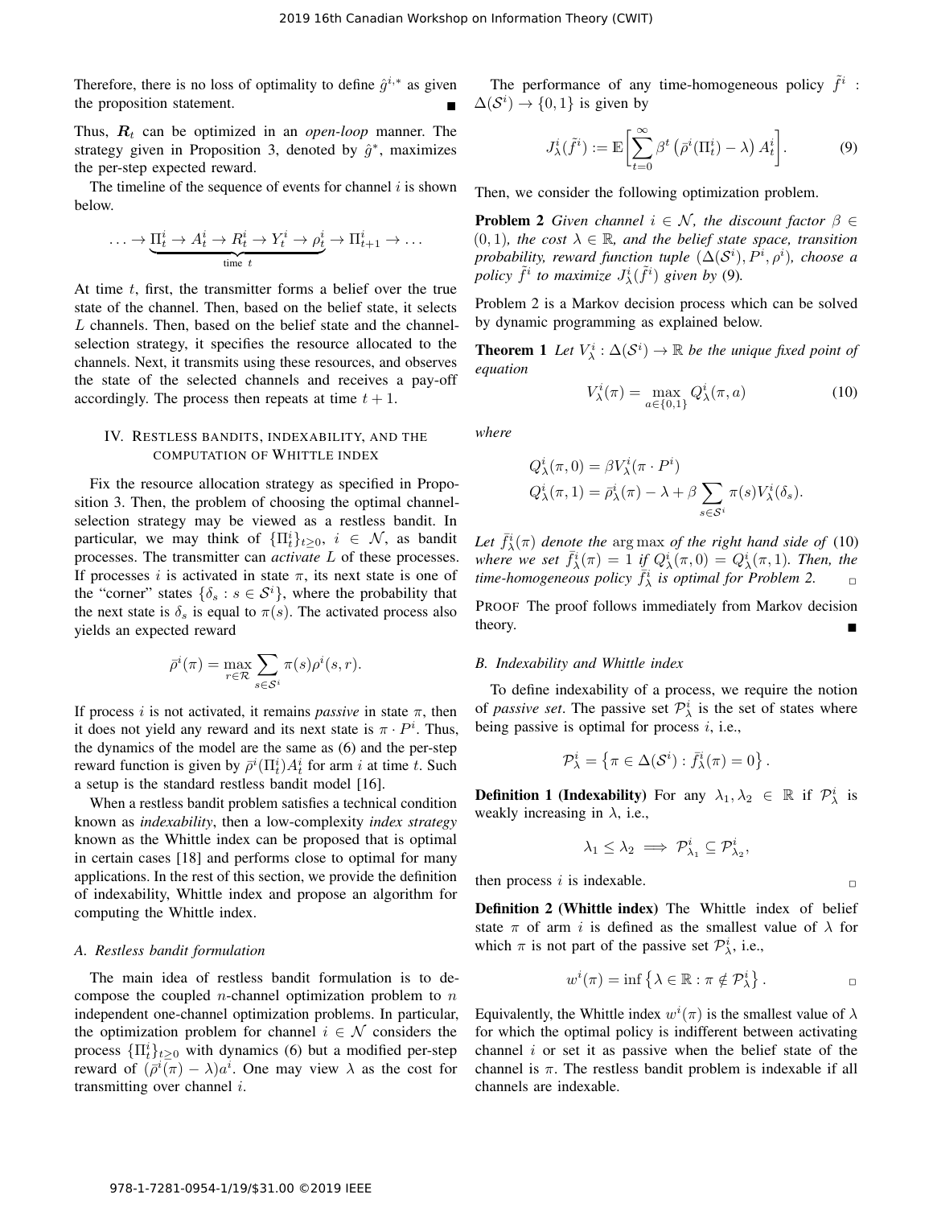Therefore, there is no loss of optimality to define $\hat{g}^{i,*}$ as given the proposition statement. ■

Thus, $\boldsymbol{R}_t$ can be optimized in an *open-loop* manner. The strategy given in Proposition 3, denoted by $\hat{g}^*$, maximizes the per-step expected reward.

The timeline of the sequence of events for channel $i$ is shown below.

$$\ldots \to \underbrace{\Pi_t^i \to A_t^i \to R_t^i \to Y_t^i \to \rho_t^i}_{\text{time } t} \to \Pi_{t+1}^i \to \ldots$$

At time $t$, first, the transmitter forms a belief over the true state of the channel. Then, based on the belief state, it selects $L$ channels. Then, based on the belief state and the channel-selection strategy, it specifies the resource allocated to the channels. Next, it transmits using these resources, and observes the state of the selected channels and receives a pay-off accordingly. The process then repeats at time $t+1$.

## IV. Restless bandits, indexability, and the computation of Whittle index

Fix the resource allocation strategy as specified in Proposition 3. Then, the problem of choosing the optimal channel-selection strategy may be viewed as a restless bandit. In particular, we may think of $\{\Pi_t^i\}_{t \geq 0}$, $i \in \mathcal{N}$, as bandit processes. The transmitter can *activate* $L$ of these processes. If processes $i$ is activated in state $\pi$, its next state is one of the "corner" states $\{\delta_s : s \in \mathcal{S}^i\}$, where the probability that the next state is $\delta_s$ is equal to $\pi(s)$. The activated process also yields an expected reward

$$\bar{\rho}^i(\pi) = \max_{r \in \mathcal{R}} \sum_{s \in \mathcal{S}^i} \pi(s) \rho^i(s, r).$$

If process $i$ is not activated, it remains *passive* in state $\pi$, then it does not yield any reward and its next state is $\pi \cdot P^i$. Thus, the dynamics of the model are the same as (6) and the per-step reward function is given by $\bar{\rho}^i(\Pi_t^i) A_t^i$ for arm $i$ at time $t$. Such a setup is the standard restless bandit model [16].

When a restless bandit problem satisfies a technical condition known as *indexability*, then a low-complexity *index strategy* known as the Whittle index can be proposed that is optimal in certain cases [18] and performs close to optimal for many applications. In the rest of this section, we provide the definition of indexability, Whittle index and propose an algorithm for computing the Whittle index.

### A. Restless bandit formulation

The main idea of restless bandit formulation is to decompose the coupled $n$-channel optimization problem to $n$ independent one-channel optimization problems. In particular, the optimization problem for channel $i \in \mathcal{N}$ considers the process $\{\Pi_t^i\}_{t \geq 0}$ with dynamics (6) but a modified per-step reward of $(\bar{\rho}^i(\pi) - \lambda) a^i$. One may view $\lambda$ as the cost for transmitting over channel $i$.

The performance of any time-homogeneous policy $\tilde{f}^i : \Delta(\mathcal{S}^i) \to \{0, 1\}$ is given by

$$J_\lambda^i(\tilde{f}^i) := \mathbb{E}\biggl[\sum_{t=0}^{\infty} \beta^t \left(\bar{\rho}^i(\Pi_t^i) - \lambda\right) A_t^i\biggr]. \tag{9}$$

Then, we consider the following optimization problem.

**Problem 2** *Given channel $i \in \mathcal{N}$, the discount factor $\beta \in (0, 1)$, the cost $\lambda \in \mathbb{R}$, and the belief state space, transition probability, reward function tuple $(\Delta(\mathcal{S}^i), P^i, \rho^i)$, choose a policy $\tilde{f}^i$ to maximize $J_\lambda^i(\tilde{f}^i)$ given by* (9).

Problem 2 is a Markov decision process which can be solved by dynamic programming as explained below.

**Theorem 1** *Let $V_\lambda^i : \Delta(\mathcal{S}^i) \to \mathbb{R}$ be the unique fixed point of equation*

$$V_\lambda^i(\pi) = \max_{a \in \{0,1\}} Q_\lambda^i(\pi, a) \tag{10}$$

*where*

$$Q_\lambda^i(\pi, 0) = \beta V_\lambda^i(\pi \cdot P^i)$$
$$Q_\lambda^i(\pi, 1) = \bar{\rho}_\lambda^i(\pi) - \lambda + \beta \sum_{s \in \mathcal{S}^i} \pi(s) V_\lambda^i(\delta_s).$$

*Let $\bar{f}_\lambda^i(\pi)$ denote the* arg max *of the right hand side of* (10) *where we set $\bar{f}_\lambda^i(\pi) = 1$ if $Q_\lambda^i(\pi, 0) = Q_\lambda^i(\pi, 1)$. Then, the time-homogeneous policy $\bar{f}_\lambda^i$ is optimal for Problem 2.* □

PROOF The proof follows immediately from Markov decision theory. ■

### B. Indexability and Whittle index

To define indexability of a process, we require the notion of *passive set*. The passive set $\mathcal{P}_\lambda^i$ is the set of states where being passive is optimal for process $i$, i.e.,

$$\mathcal{P}_\lambda^i = \left\{\pi \in \Delta(\mathcal{S}^i) : \bar{f}_\lambda^i(\pi) = 0\right\}.$$

**Definition 1 (Indexability)** For any $\lambda_1, \lambda_2 \in \mathbb{R}$ if $\mathcal{P}_\lambda^i$ is weakly increasing in $\lambda$, i.e.,

$$\lambda_1 \leq \lambda_2 \implies \mathcal{P}_{\lambda_1}^i \subseteq \mathcal{P}_{\lambda_2}^i,$$

then process $i$ is indexable. □

**Definition 2 (Whittle index)** The Whittle index of belief state $\pi$ of arm $i$ is defined as the smallest value of $\lambda$ for which $\pi$ is not part of the passive set $\mathcal{P}_\lambda^i$, i.e.,

$$w^i(\pi) = \inf\left\{\lambda \in \mathbb{R} : \pi \notin \mathcal{P}_\lambda^i\right\}.$$ □

Equivalently, the Whittle index $w^i(\pi)$ is the smallest value of $\lambda$ for which the optimal policy is indifferent between activating channel $i$ or set it as passive when the belief state of the channel is $\pi$. The restless bandit problem is indexable if all channels are indexable.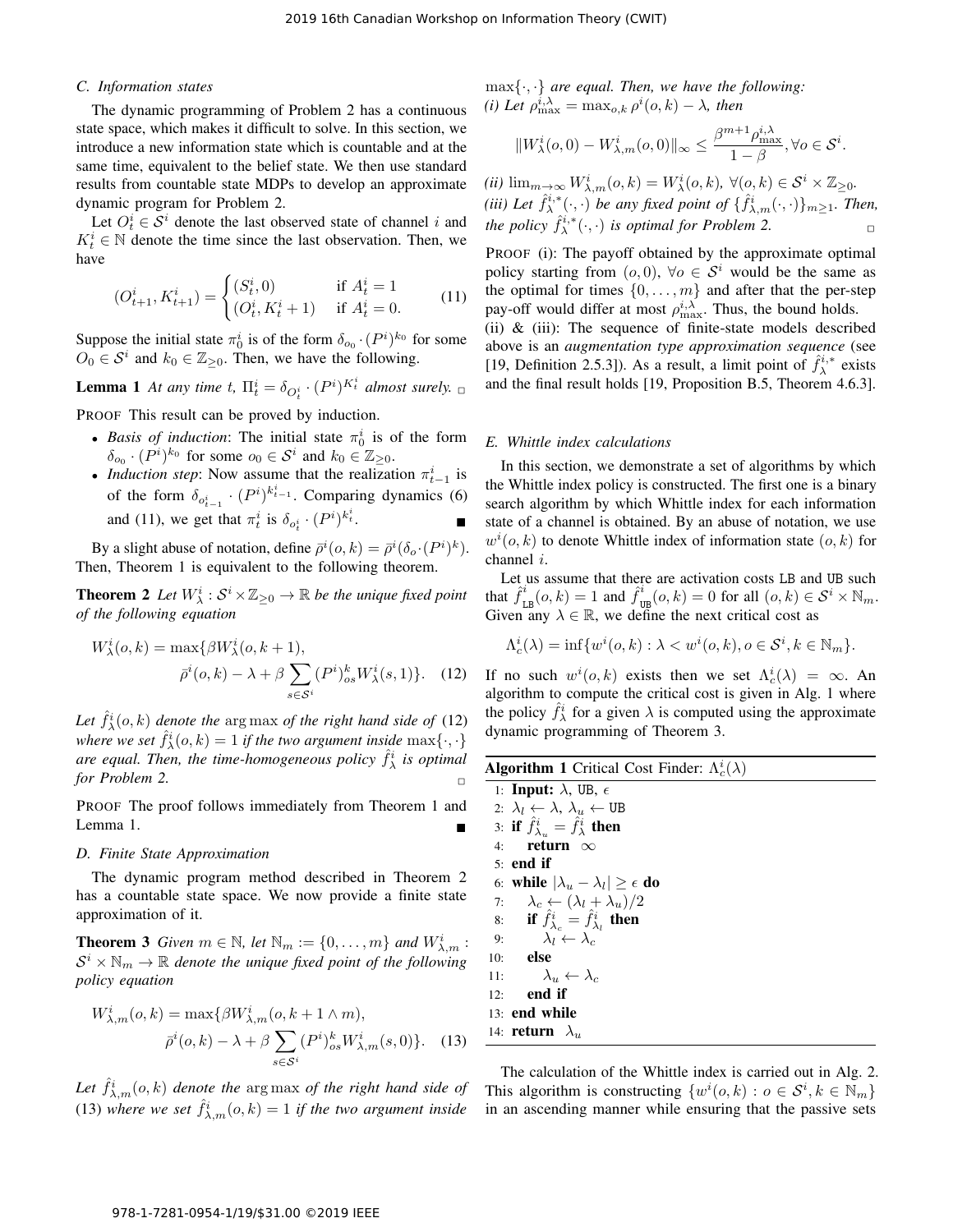### C. Information states

The dynamic programming of Problem 2 has a continuous state space, which makes it difficult to solve. In this section, we introduce a new information state which is countable and at the same time, equivalent to the belief state. We then use standard results from countable state MDPs to develop an approximate dynamic program for Problem 2.

Let $O_t^i \in \mathcal{S}^i$ denote the last observed state of channel $i$ and $K_t^i \in \mathbb{N}$ denote the time since the last observation. Then, we have

$$(O_{t+1}^i, K_{t+1}^i) = \begin{cases} (S_t^i, 0) & \text{if } A_t^i = 1 \\ (O_t^i, K_t^i + 1) & \text{if } A_t^i = 0. \end{cases} \quad (11)$$

Suppose the initial state $\pi_0^i$ is of the form $\delta_{o_0} \cdot (P^i)^{k_0}$ for some $O_0 \in \mathcal{S}^i$ and $k_0 \in \mathbb{Z}_{\geq 0}$. Then, we have the following.

**Lemma 1** *At any time $t$, $\Pi_t^i = \delta_{O_t^i} \cdot (P^i)^{K_t^i}$ almost surely.* □

PROOF This result can be proved by induction.

- *Basis of induction*: The initial state $\pi_0^i$ is of the form $\delta_{o_0} \cdot (P^i)^{k_0}$ for some $o_0 \in \mathcal{S}^i$ and $k_0 \in \mathbb{Z}_{\geq 0}$.
- *Induction step*: Now assume that the realization $\pi_{t-1}^i$ is of the form $\delta_{o_{t-1}^i} \cdot (P^i)^{k_{t-1}^i}$. Comparing dynamics (6) and (11), we get that $\pi_t^i$ is $\delta_{o_t^i} \cdot (P^i)^{k_t^i}$. ■

By a slight abuse of notation, define $\bar{\rho}^i(o,k) = \bar{\rho}^i(\delta_o \cdot (P^i)^k)$. Then, Theorem 1 is equivalent to the following theorem.

**Theorem 2** *Let $W_\lambda^i : \mathcal{S}^i \times \mathbb{Z}_{\geq 0} \to \mathbb{R}$ be the unique fixed point of the following equation*

$$W_\lambda^i(o,k) = \max\{\beta W_\lambda^i(o,k+1), \bar{\rho}^i(o,k) - \lambda + \beta \sum_{s \in \mathcal{S}^i} (P^i)_{os}^k W_\lambda^i(s,1)\}. \quad (12)$$

*Let $\hat{f}_\lambda^i(o,k)$ denote the* arg max *of the right hand side of* (12) *where we set $\hat{f}_\lambda^i(o,k) = 1$ if the two argument inside $\max\{\cdot,\cdot\}$ are equal. Then, the time-homogeneous policy $\hat{f}_\lambda^i$ is optimal for Problem 2.* □

PROOF The proof follows immediately from Theorem 1 and Lemma 1. ■

### D. Finite State Approximation

The dynamic program method described in Theorem 2 has a countable state space. We now provide a finite state approximation of it.

**Theorem 3** *Given $m \in \mathbb{N}$, let $\mathbb{N}_m := \{0, \ldots, m\}$ and $W_{\lambda,m}^i : \mathcal{S}^i \times \mathbb{N}_m \to \mathbb{R}$ denote the unique fixed point of the following policy equation*

$$W_{\lambda,m}^i(o,k) = \max\{\beta W_{\lambda,m}^i(o,k+1 \wedge m), \bar{\rho}^i(o,k) - \lambda + \beta \sum_{s \in \mathcal{S}^i} (P^i)_{os}^k W_{\lambda,m}^i(s,0)\}. \quad (13)$$

*Let $\hat{f}_{\lambda,m}^i(o,k)$ denote the* arg max *of the right hand side of* (13) *where we set $\hat{f}_{\lambda,m}^i(o,k) = 1$ if the two argument inside $\max\{\cdot,\cdot\}$ are equal. Then, we have the following:*
*(i) Let $\rho_{\max}^{i,\lambda} = \max_{o,k} \rho^i(o,k) - \lambda$, then*

$$\|W_\lambda^i(o,0) - W_{\lambda,m}^i(o,0)\|_\infty \leq \frac{\beta^{m+1}\rho_{\max}^{i,\lambda}}{1-\beta}, \forall o \in \mathcal{S}^i.$$

*(ii) $\lim_{m\to\infty} W_{\lambda,m}^i(o,k) = W_\lambda^i(o,k)$, $\forall (o,k) \in \mathcal{S}^i \times \mathbb{Z}_{\geq 0}$.*
*(iii) Let $\hat{f}_\lambda^{i,*}(\cdot,\cdot)$ be any fixed point of $\{\hat{f}_{\lambda,m}^i(\cdot,\cdot)\}_{m\geq 1}$. Then, the policy $\hat{f}_\lambda^{i,*}(\cdot,\cdot)$ is optimal for Problem 2.* □

PROOF (i): The payoff obtained by the approximate optimal policy starting from $(o,0)$, $\forall o \in \mathcal{S}^i$ would be the same as the optimal for times $\{0,\ldots,m\}$ and after that the per-step pay-off would differ at most $\rho_{\max}^{i,\lambda}$. Thus, the bound holds.
(ii) & (iii): The sequence of finite-state models described above is an *augmentation type approximation sequence* (see [19, Definition 2.5.3]). As a result, a limit point of $\hat{f}_\lambda^{i,*}$ exists and the final result holds [19, Proposition B.5, Theorem 4.6.3].

### E. Whittle index calculations

In this section, we demonstrate a set of algorithms by which the Whittle index policy is constructed. The first one is a binary search algorithm by which Whittle index for each information state of a channel is obtained. By an abuse of notation, we use $w^i(o,k)$ to denote Whittle index of information state $(o,k)$ for channel $i$.

Let us assume that there are activation costs LB and UB such that $\hat{f}_{\text{LB}}^i(o,k) = 1$ and $\hat{f}_{\text{UB}}^i(o,k) = 0$ for all $(o,k) \in \mathcal{S}^i \times \mathbb{N}_m$. Given any $\lambda \in \mathbb{R}$, we define the next critical cost as

$$\Lambda_c^i(\lambda) = \inf\{w^i(o,k) : \lambda < w^i(o,k), o \in \mathcal{S}^i, k \in \mathbb{N}_m\}.$$

If no such $w^i(o,k)$ exists then we set $\Lambda_c^i(\lambda) = \infty$. An algorithm to compute the critical cost is given in Alg. 1 where the policy $\hat{f}_\lambda^i$ for a given $\lambda$ is computed using the approximate dynamic programming of Theorem 3.

**Algorithm 1** Critical Cost Finder: $\Lambda_c^i(\lambda)$

```
1:  Input: λ, UB, ε
2:  λ_l ← λ, λ_u ← UB
3:  if f̂^i_{λ_u} = f̂^i_λ then
4:      return ∞
5:  end if
6:  while |λ_u − λ_l| ≥ ε do
7:      λ_c ← (λ_l + λ_u)/2
8:      if f̂^i_{λ_c} = f̂^i_{λ_l} then
9:          λ_l ← λ_c
10:     else
11:         λ_u ← λ_c
12:     end if
13: end while
14: return λ_u
```

The calculation of the Whittle index is carried out in Alg. 2. This algorithm is constructing $\{w^i(o,k) : o \in \mathcal{S}^i, k \in \mathbb{N}_m\}$ in an ascending manner while ensuring that the passive sets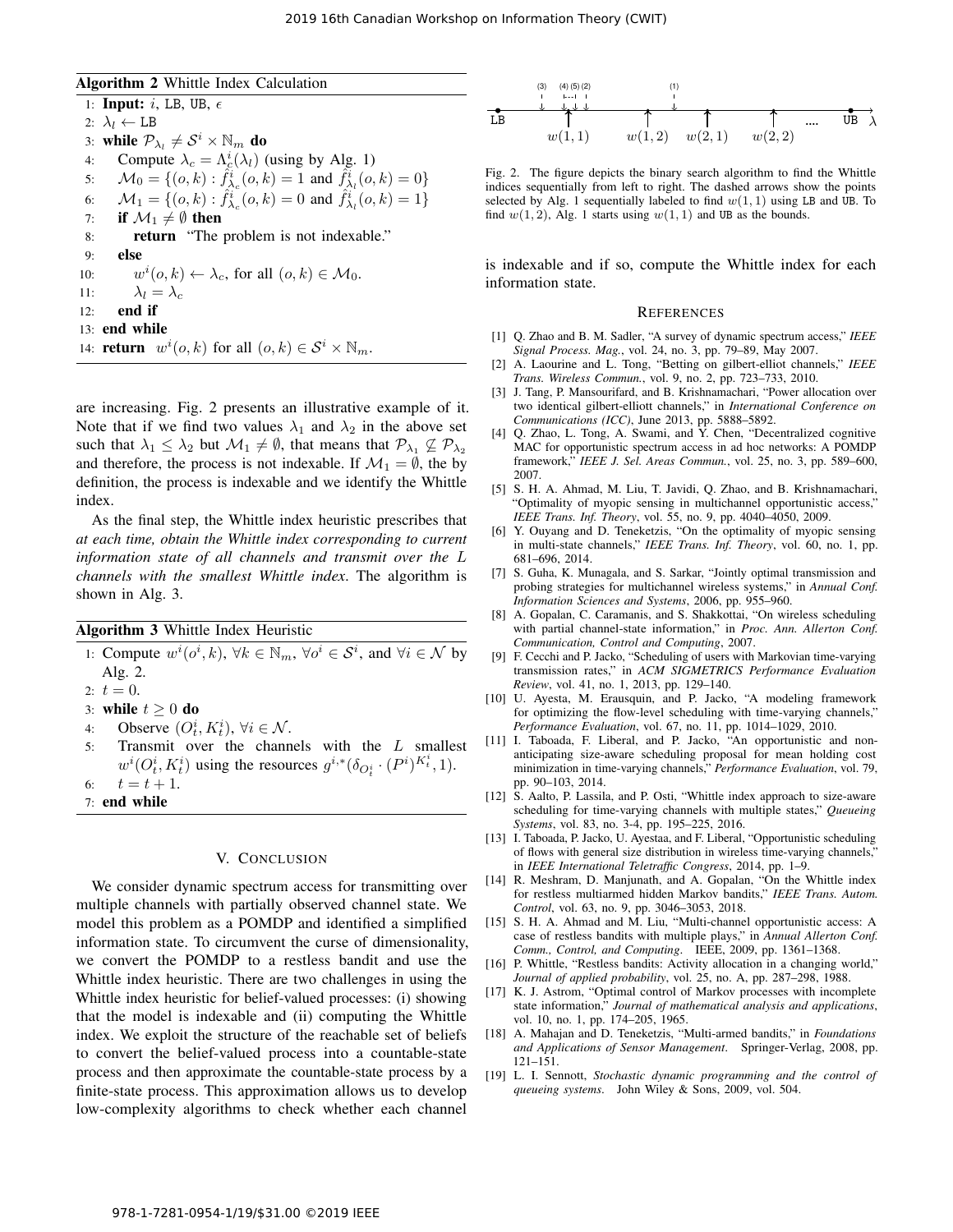**Algorithm 2** Whittle Index Calculation

1: **Input:** $i$, LB, UB, $\epsilon$
2: $\lambda_l \leftarrow$ LB
3: **while** $\mathcal{P}_{\lambda_l} \neq \mathcal{S}^i \times \mathbb{N}_m$ **do**
4: Compute $\lambda_c = \Lambda_c^i(\lambda_l)$ (using by Alg. 1)
5: $\mathcal{M}_0 = \{(o,k) : \hat{f}^i_{\lambda_c}(o,k) = 1$ and $\hat{f}^i_{\lambda_l}(o,k) = 0\}$
6: $\mathcal{M}_1 = \{(o,k) : \hat{f}^i_{\lambda_c}(o,k) = 0$ and $\hat{f}^i_{\lambda_l}(o,k) = 1\}$
7: **if** $\mathcal{M}_1 \neq \emptyset$ **then**
8: **return** "The problem is not indexable."
9: **else**
10: $w^i(o,k) \leftarrow \lambda_c$, for all $(o,k) \in \mathcal{M}_0$.
11: $\lambda_l = \lambda_c$
12: **end if**
13: **end while**
14: **return** $w^i(o,k)$ for all $(o,k) \in \mathcal{S}^i \times \mathbb{N}_m$.

are increasing. Fig. 2 presents an illustrative example of it. Note that if we find two values $\lambda_1$ and $\lambda_2$ in the above set such that $\lambda_1 \leq \lambda_2$ but $\mathcal{M}_1 \neq \emptyset$, that means that $\mathcal{P}_{\lambda_1} \not\subseteq \mathcal{P}_{\lambda_2}$ and therefore, the process is not indexable. If $\mathcal{M}_1 = \emptyset$, the by definition, the process is indexable and we identify the Whittle index.

As the final step, the Whittle index heuristic prescribes that *at each time, obtain the Whittle index corresponding to current information state of all channels and transmit over the $L$ channels with the smallest Whittle index*. The algorithm is shown in Alg. 3.

**Algorithm 3** Whittle Index Heuristic

1: Compute $w^i(o^i,k)$, $\forall k \in \mathbb{N}_m$, $\forall o^i \in \mathcal{S}^i$, and $\forall i \in \mathcal{N}$ by Alg. 2.
2: $t = 0$.
3: **while** $t \geq 0$ **do**
4: Observe $(O^i_t, K^i_t)$, $\forall i \in \mathcal{N}$.
5: Transmit over the channels with the $L$ smallest $w^i(O^i_t, K^i_t)$ using the resources $g^{i,*}(\delta_{O^i_t} \cdot (P^i)^{K^i_t}, 1)$.
6: $t = t + 1$.
7: **end while**

(3) (4) (5) (2) (1)
LB $w(1,1)$ $w(1,2)$ $w(2,1)$ $w(2,2)$ .... UB $\lambda$

Fig. 2. The figure depicts the binary search algorithm to find the Whittle indices sequentially from left to right. The dashed arrows show the points selected by Alg. 1 sequentially labeled to find $w(1,1)$ using LB and UB. To find $w(1,2)$, Alg. 1 starts using $w(1,1)$ and UB as the bounds.

## V. Conclusion

We consider dynamic spectrum access for transmitting over multiple channels with partially observed channel state. We model this problem as a POMDP and identified a simplified information state. To circumvent the curse of dimensionality, we convert the POMDP to a restless bandit and use the Whittle index heuristic. There are two challenges in using the Whittle index heuristic for belief-valued processes: (i) showing that the model is indexable and (ii) computing the Whittle index. We exploit the structure of the reachable set of beliefs to convert the belief-valued process into a countable-state process and then approximate the countable-state process by a finite-state process. This approximation allows us to develop low-complexity algorithms to check whether each channel is indexable and if so, compute the Whittle index for each information state.

## References

[1] Q. Zhao and B. M. Sadler, "A survey of dynamic spectrum access," *IEEE Signal Process. Mag.*, vol. 24, no. 3, pp. 79–89, May 2007.

[2] A. Laourine and L. Tong, "Betting on gilbert-elliot channels," *IEEE Trans. Wireless Commun.*, vol. 9, no. 2, pp. 723–733, 2010.

[3] J. Tang, P. Mansourifard, and B. Krishnamachari, "Power allocation over two identical gilbert-elliott channels," in *International Conference on Communications (ICC)*, June 2013, pp. 5888–5892.

[4] Q. Zhao, L. Tong, A. Swami, and Y. Chen, "Decentralized cognitive MAC for opportunistic spectrum access in ad hoc networks: A POMDP framework," *IEEE J. Sel. Areas Commun.*, vol. 25, no. 3, pp. 589–600, 2007.

[5] S. H. A. Ahmad, M. Liu, T. Javidi, Q. Zhao, and B. Krishnamachari, "Optimality of myopic sensing in multichannel opportunistic access," *IEEE Trans. Inf. Theory*, vol. 55, no. 9, pp. 4040–4050, 2009.

[6] Y. Ouyang and D. Teneketzis, "On the optimality of myopic sensing in multi-state channels," *IEEE Trans. Inf. Theory*, vol. 60, no. 1, pp. 681–696, 2014.

[7] S. Guha, K. Munagala, and S. Sarkar, "Jointly optimal transmission and probing strategies for multichannel wireless systems," in *Annual Conf. Information Sciences and Systems*, 2006, pp. 955–960.

[8] A. Gopalan, C. Caramanis, and S. Shakkottai, "On wireless scheduling with partial channel-state information," in *Proc. Ann. Allerton Conf. Communication, Control and Computing*, 2007.

[9] F. Cecchi and P. Jacko, "Scheduling of users with Markovian time-varying transmission rates," in *ACM SIGMETRICS Performance Evaluation Review*, vol. 41, no. 1, 2013, pp. 129–140.

[10] U. Ayesta, M. Erausquin, and P. Jacko, "A modeling framework for optimizing the flow-level scheduling with time-varying channels," *Performance Evaluation*, vol. 67, no. 11, pp. 1014–1029, 2010.

[11] I. Taboada, F. Liberal, and P. Jacko, "An opportunistic and non-anticipating size-aware scheduling proposal for mean holding cost minimization in time-varying channels," *Performance Evaluation*, vol. 79, pp. 90–103, 2014.

[12] S. Aalto, P. Lassila, and P. Osti, "Whittle index approach to size-aware scheduling for time-varying channels with multiple states," *Queueing Systems*, vol. 83, no. 3-4, pp. 195–225, 2016.

[13] I. Taboada, P. Jacko, U. Ayestaa, and F. Liberal, "Opportunistic scheduling of flows with general size distribution in wireless time-varying channels," in *IEEE International Teletraffic Congress*, 2014, pp. 1–9.

[14] R. Meshram, D. Manjunath, and A. Gopalan, "On the Whittle index for restless multiarmed hidden Markov bandits," *IEEE Trans. Autom. Control*, vol. 63, no. 9, pp. 3046–3053, 2018.

[15] S. H. A. Ahmad and M. Liu, "Multi-channel opportunistic access: A case of restless bandits with multiple plays," in *Annual Allerton Conf. Comm., Control, and Computing*. IEEE, 2009, pp. 1361–1368.

[16] P. Whittle, "Restless bandits: Activity allocation in a changing world," *Journal of applied probability*, vol. 25, no. A, pp. 287–298, 1988.

[17] K. J. Astrom, "Optimal control of Markov processes with incomplete state information," *Journal of mathematical analysis and applications*, vol. 10, no. 1, pp. 174–205, 1965.

[18] A. Mahajan and D. Teneketzis, "Multi-armed bandits," in *Foundations and Applications of Sensor Management*. Springer-Verlag, 2008, pp. 121–151.

[19] L. I. Sennott, *Stochastic dynamic programming and the control of queueing systems*. John Wiley & Sons, 2009, vol. 504.